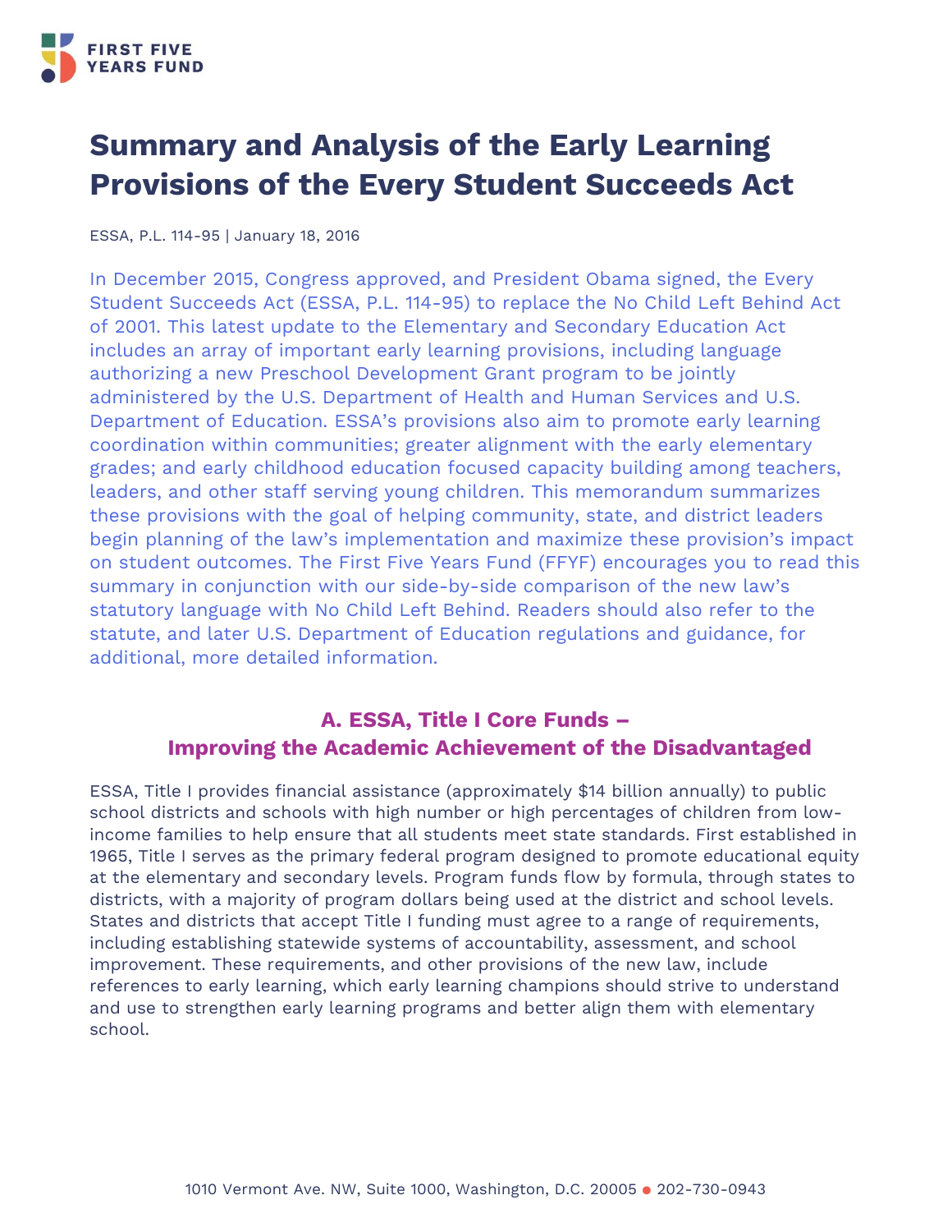FIRST FIVE YEARS FUND

# Summary and Analysis of the Early Learning Provisions of the Every Student Succeeds Act

ESSA, P.L. 114-95 | January 18, 2016

In December 2015, Congress approved, and President Obama signed, the Every Student Succeeds Act (ESSA, P.L. 114-95) to replace the No Child Left Behind Act of 2001. This latest update to the Elementary and Secondary Education Act includes an array of important early learning provisions, including language authorizing a new Preschool Development Grant program to be jointly administered by the U.S. Department of Health and Human Services and U.S. Department of Education. ESSA's provisions also aim to promote early learning coordination within communities; greater alignment with the early elementary grades; and early childhood education focused capacity building among teachers, leaders, and other staff serving young children. This memorandum summarizes these provisions with the goal of helping community, state, and district leaders begin planning of the law's implementation and maximize these provision's impact on student outcomes. The First Five Years Fund (FFYF) encourages you to read this summary in conjunction with our side-by-side comparison of the new law's statutory language with No Child Left Behind. Readers should also refer to the statute, and later U.S. Department of Education regulations and guidance, for additional, more detailed information.

## A. ESSA, Title I Core Funds – Improving the Academic Achievement of the Disadvantaged

ESSA, Title I provides financial assistance (approximately $14 billion annually) to public school districts and schools with high number or high percentages of children from low-income families to help ensure that all students meet state standards. First established in 1965, Title I serves as the primary federal program designed to promote educational equity at the elementary and secondary levels. Program funds flow by formula, through states to districts, with a majority of program dollars being used at the district and school levels. States and districts that accept Title I funding must agree to a range of requirements, including establishing statewide systems of accountability, assessment, and school improvement. These requirements, and other provisions of the new law, include references to early learning, which early learning champions should strive to understand and use to strengthen early learning programs and better align them with elementary school.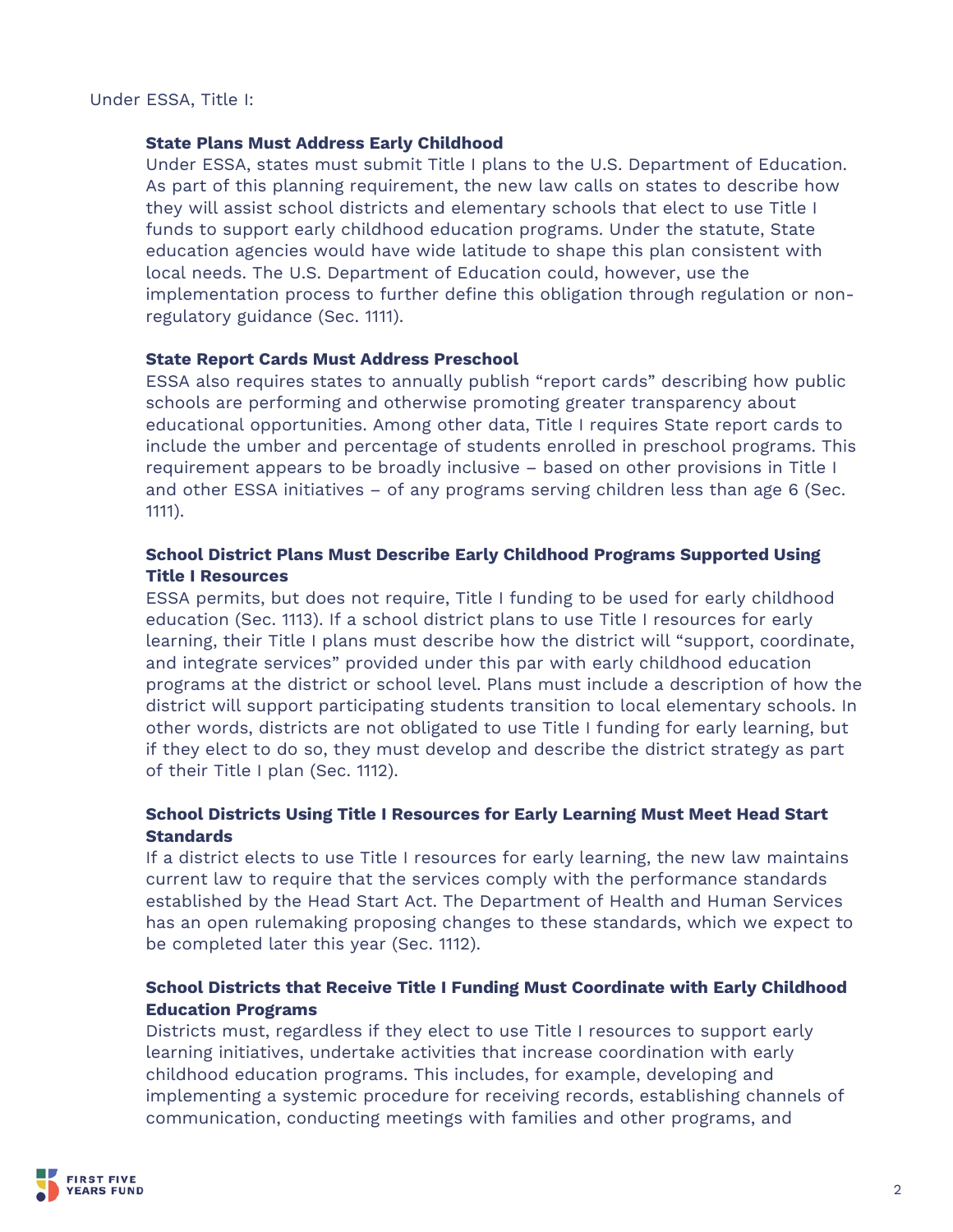Under ESSA, Title I:

**State Plans Must Address Early Childhood**
Under ESSA, states must submit Title I plans to the U.S. Department of Education. As part of this planning requirement, the new law calls on states to describe how they will assist school districts and elementary schools that elect to use Title I funds to support early childhood education programs. Under the statute, State education agencies would have wide latitude to shape this plan consistent with local needs. The U.S. Department of Education could, however, use the implementation process to further define this obligation through regulation or non-regulatory guidance (Sec. 1111).

**State Report Cards Must Address Preschool**
ESSA also requires states to annually publish "report cards" describing how public schools are performing and otherwise promoting greater transparency about educational opportunities. Among other data, Title I requires State report cards to include the umber and percentage of students enrolled in preschool programs. This requirement appears to be broadly inclusive – based on other provisions in Title I and other ESSA initiatives – of any programs serving children less than age 6 (Sec. 1111).

**School District Plans Must Describe Early Childhood Programs Supported Using Title I Resources**
ESSA permits, but does not require, Title I funding to be used for early childhood education (Sec. 1113). If a school district plans to use Title I resources for early learning, their Title I plans must describe how the district will "support, coordinate, and integrate services" provided under this par with early childhood education programs at the district or school level. Plans must include a description of how the district will support participating students transition to local elementary schools. In other words, districts are not obligated to use Title I funding for early learning, but if they elect to do so, they must develop and describe the district strategy as part of their Title I plan (Sec. 1112).

**School Districts Using Title I Resources for Early Learning Must Meet Head Start Standards**
If a district elects to use Title I resources for early learning, the new law maintains current law to require that the services comply with the performance standards established by the Head Start Act. The Department of Health and Human Services has an open rulemaking proposing changes to these standards, which we expect to be completed later this year (Sec. 1112).

**School Districts that Receive Title I Funding Must Coordinate with Early Childhood Education Programs**
Districts must, regardless if they elect to use Title I resources to support early learning initiatives, undertake activities that increase coordination with early childhood education programs. This includes, for example, developing and implementing a systemic procedure for receiving records, establishing channels of communication, conducting meetings with families and other programs, and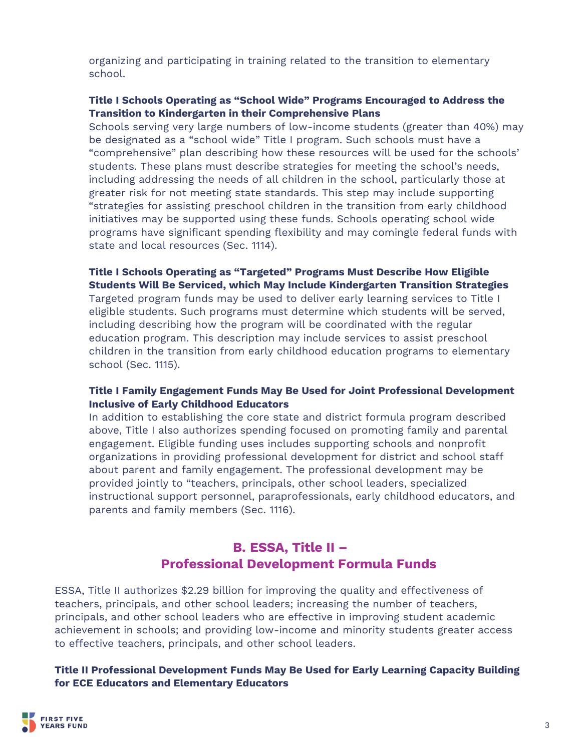organizing and participating in training related to the transition to elementary school.

**Title I Schools Operating as "School Wide" Programs Encouraged to Address the Transition to Kindergarten in their Comprehensive Plans**
Schools serving very large numbers of low-income students (greater than 40%) may be designated as a "school wide" Title I program. Such schools must have a "comprehensive" plan describing how these resources will be used for the schools' students. These plans must describe strategies for meeting the school's needs, including addressing the needs of all children in the school, particularly those at greater risk for not meeting state standards. This step may include supporting "strategies for assisting preschool children in the transition from early childhood initiatives may be supported using these funds. Schools operating school wide programs have significant spending flexibility and may comingle federal funds with state and local resources (Sec. 1114).

**Title I Schools Operating as "Targeted" Programs Must Describe How Eligible Students Will Be Serviced, which May Include Kindergarten Transition Strategies**
Targeted program funds may be used to deliver early learning services to Title I eligible students. Such programs must determine which students will be served, including describing how the program will be coordinated with the regular education program. This description may include services to assist preschool children in the transition from early childhood education programs to elementary school (Sec. 1115).

**Title I Family Engagement Funds May Be Used for Joint Professional Development Inclusive of Early Childhood Educators**
In addition to establishing the core state and district formula program described above, Title I also authorizes spending focused on promoting family and parental engagement. Eligible funding uses includes supporting schools and nonprofit organizations in providing professional development for district and school staff about parent and family engagement. The professional development may be provided jointly to "teachers, principals, other school leaders, specialized instructional support personnel, paraprofessionals, early childhood educators, and parents and family members (Sec. 1116).

## B. ESSA, Title II – Professional Development Formula Funds

ESSA, Title II authorizes $2.29 billion for improving the quality and effectiveness of teachers, principals, and other school leaders; increasing the number of teachers, principals, and other school leaders who are effective in improving student academic achievement in schools; and providing low-income and minority students greater access to effective teachers, principals, and other school leaders.

**Title II Professional Development Funds May Be Used for Early Learning Capacity Building for ECE Educators and Elementary Educators**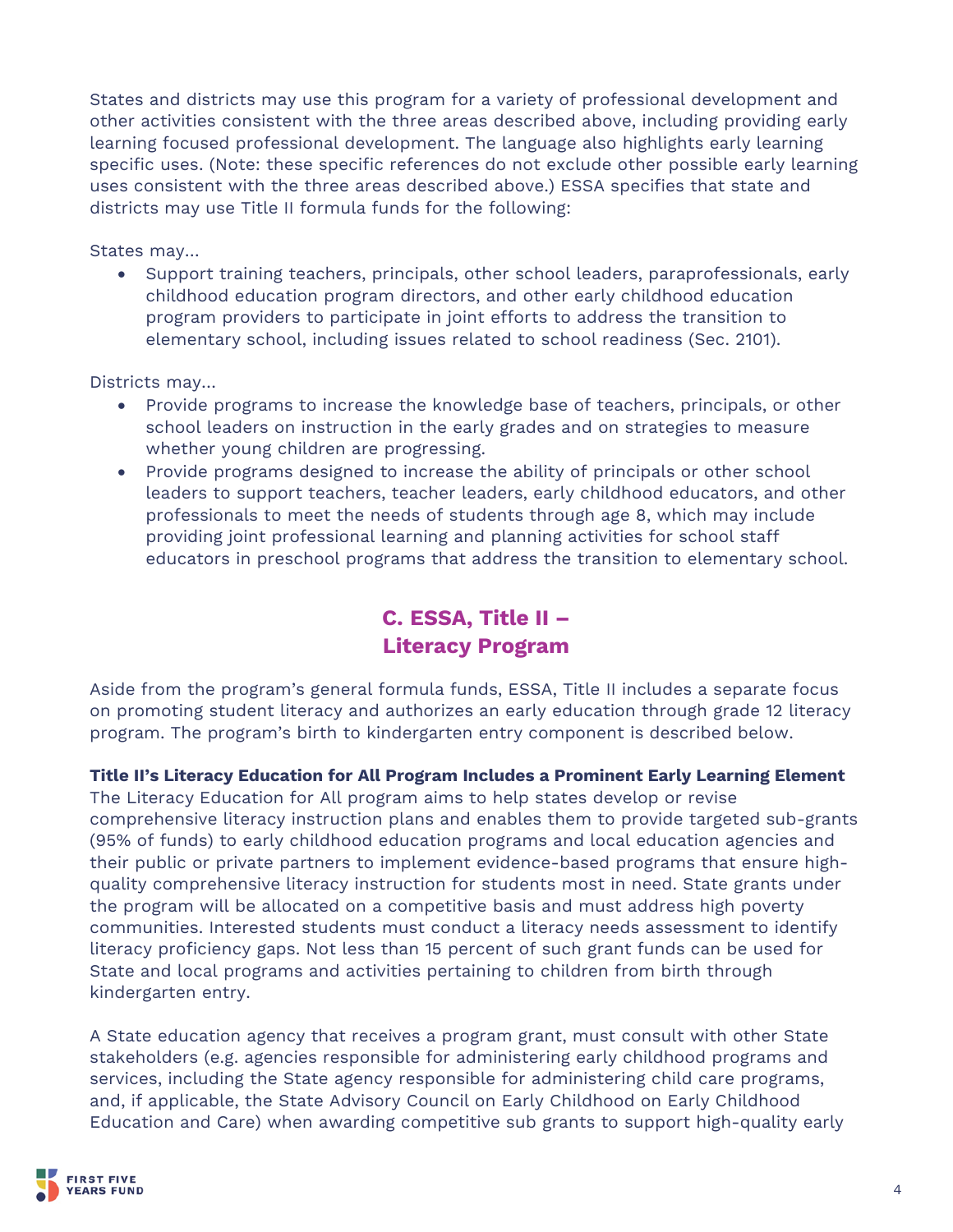States and districts may use this program for a variety of professional development and other activities consistent with the three areas described above, including providing early learning focused professional development. The language also highlights early learning specific uses. (Note: these specific references do not exclude other possible early learning uses consistent with the three areas described above.) ESSA specifies that state and districts may use Title II formula funds for the following:

States may…

- Support training teachers, principals, other school leaders, paraprofessionals, early childhood education program directors, and other early childhood education program providers to participate in joint efforts to address the transition to elementary school, including issues related to school readiness (Sec. 2101).

Districts may…

- Provide programs to increase the knowledge base of teachers, principals, or other school leaders on instruction in the early grades and on strategies to measure whether young children are progressing.
- Provide programs designed to increase the ability of principals or other school leaders to support teachers, teacher leaders, early childhood educators, and other professionals to meet the needs of students through age 8, which may include providing joint professional learning and planning activities for school staff educators in preschool programs that address the transition to elementary school.

## C. ESSA, Title II – Literacy Program

Aside from the program's general formula funds, ESSA, Title II includes a separate focus on promoting student literacy and authorizes an early education through grade 12 literacy program. The program's birth to kindergarten entry component is described below.

**Title II's Literacy Education for All Program Includes a Prominent Early Learning Element**
The Literacy Education for All program aims to help states develop or revise comprehensive literacy instruction plans and enables them to provide targeted sub-grants (95% of funds) to early childhood education programs and local education agencies and their public or private partners to implement evidence-based programs that ensure high-quality comprehensive literacy instruction for students most in need. State grants under the program will be allocated on a competitive basis and must address high poverty communities. Interested students must conduct a literacy needs assessment to identify literacy proficiency gaps. Not less than 15 percent of such grant funds can be used for State and local programs and activities pertaining to children from birth through kindergarten entry.

A State education agency that receives a program grant, must consult with other State stakeholders (e.g. agencies responsible for administering early childhood programs and services, including the State agency responsible for administering child care programs, and, if applicable, the State Advisory Council on Early Childhood on Early Childhood Education and Care) when awarding competitive sub grants to support high-quality early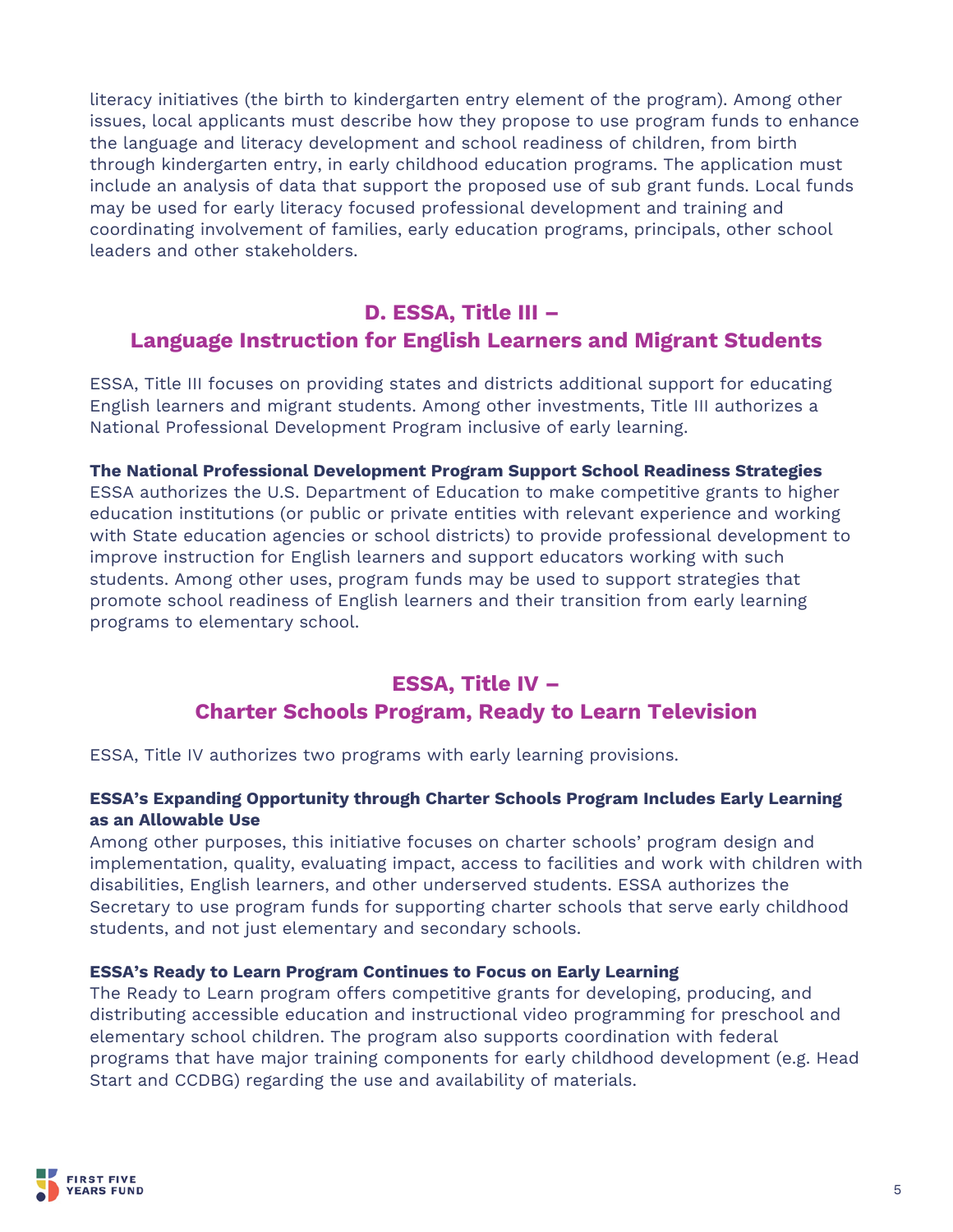literacy initiatives (the birth to kindergarten entry element of the program). Among other issues, local applicants must describe how they propose to use program funds to enhance the language and literacy development and school readiness of children, from birth through kindergarten entry, in early childhood education programs. The application must include an analysis of data that support the proposed use of sub grant funds. Local funds may be used for early literacy focused professional development and training and coordinating involvement of families, early education programs, principals, other school leaders and other stakeholders.

## D. ESSA, Title III – Language Instruction for English Learners and Migrant Students

ESSA, Title III focuses on providing states and districts additional support for educating English learners and migrant students. Among other investments, Title III authorizes a National Professional Development Program inclusive of early learning.

**The National Professional Development Program Support School Readiness Strategies**

ESSA authorizes the U.S. Department of Education to make competitive grants to higher education institutions (or public or private entities with relevant experience and working with State education agencies or school districts) to provide professional development to improve instruction for English learners and support educators working with such students. Among other uses, program funds may be used to support strategies that promote school readiness of English learners and their transition from early learning programs to elementary school.

## ESSA, Title IV – Charter Schools Program, Ready to Learn Television

ESSA, Title IV authorizes two programs with early learning provisions.

**ESSA's Expanding Opportunity through Charter Schools Program Includes Early Learning as an Allowable Use**

Among other purposes, this initiative focuses on charter schools' program design and implementation, quality, evaluating impact, access to facilities and work with children with disabilities, English learners, and other underserved students. ESSA authorizes the Secretary to use program funds for supporting charter schools that serve early childhood students, and not just elementary and secondary schools.

**ESSA's Ready to Learn Program Continues to Focus on Early Learning**

The Ready to Learn program offers competitive grants for developing, producing, and distributing accessible education and instructional video programming for preschool and elementary school children. The program also supports coordination with federal programs that have major training components for early childhood development (e.g. Head Start and CCDBG) regarding the use and availability of materials.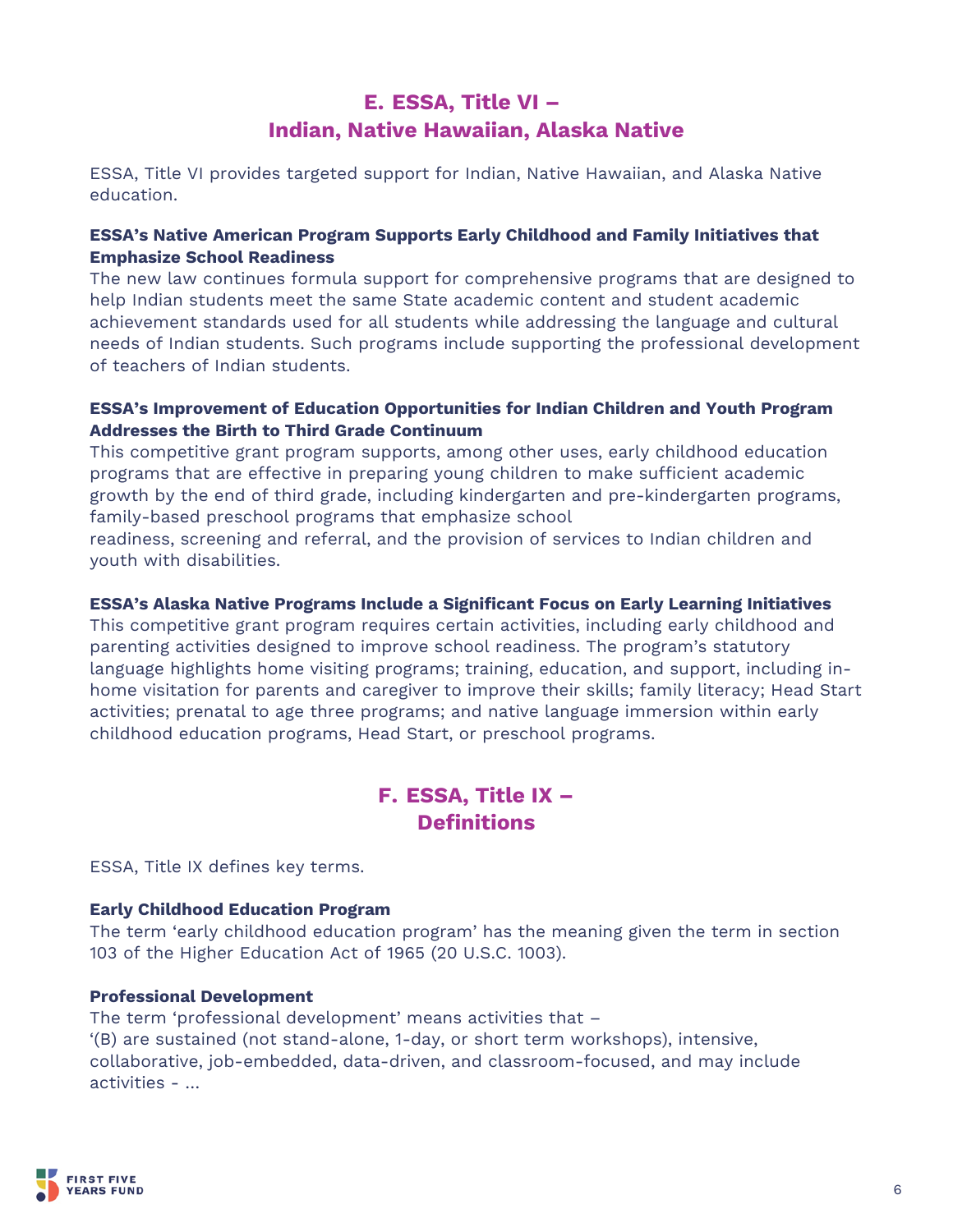## E. ESSA, Title VI – Indian, Native Hawaiian, Alaska Native

ESSA, Title VI provides targeted support for Indian, Native Hawaiian, and Alaska Native education.

**ESSA's Native American Program Supports Early Childhood and Family Initiatives that Emphasize School Readiness**
The new law continues formula support for comprehensive programs that are designed to help Indian students meet the same State academic content and student academic achievement standards used for all students while addressing the language and cultural needs of Indian students. Such programs include supporting the professional development of teachers of Indian students.

**ESSA's Improvement of Education Opportunities for Indian Children and Youth Program Addresses the Birth to Third Grade Continuum**
This competitive grant program supports, among other uses, early childhood education programs that are effective in preparing young children to make sufficient academic growth by the end of third grade, including kindergarten and pre-kindergarten programs, family-based preschool programs that emphasize school readiness, screening and referral, and the provision of services to Indian children and youth with disabilities.

**ESSA's Alaska Native Programs Include a Significant Focus on Early Learning Initiatives**
This competitive grant program requires certain activities, including early childhood and parenting activities designed to improve school readiness. The program's statutory language highlights home visiting programs; training, education, and support, including in-home visitation for parents and caregiver to improve their skills; family literacy; Head Start activities; prenatal to age three programs; and native language immersion within early childhood education programs, Head Start, or preschool programs.

## F. ESSA, Title IX – Definitions

ESSA, Title IX defines key terms.

**Early Childhood Education Program**
The term 'early childhood education program' has the meaning given the term in section 103 of the Higher Education Act of 1965 (20 U.S.C. 1003).

**Professional Development**
The term 'professional development' means activities that –
'(B) are sustained (not stand-alone, 1-day, or short term workshops), intensive, collaborative, job-embedded, data-driven, and classroom-focused, and may include activities - ...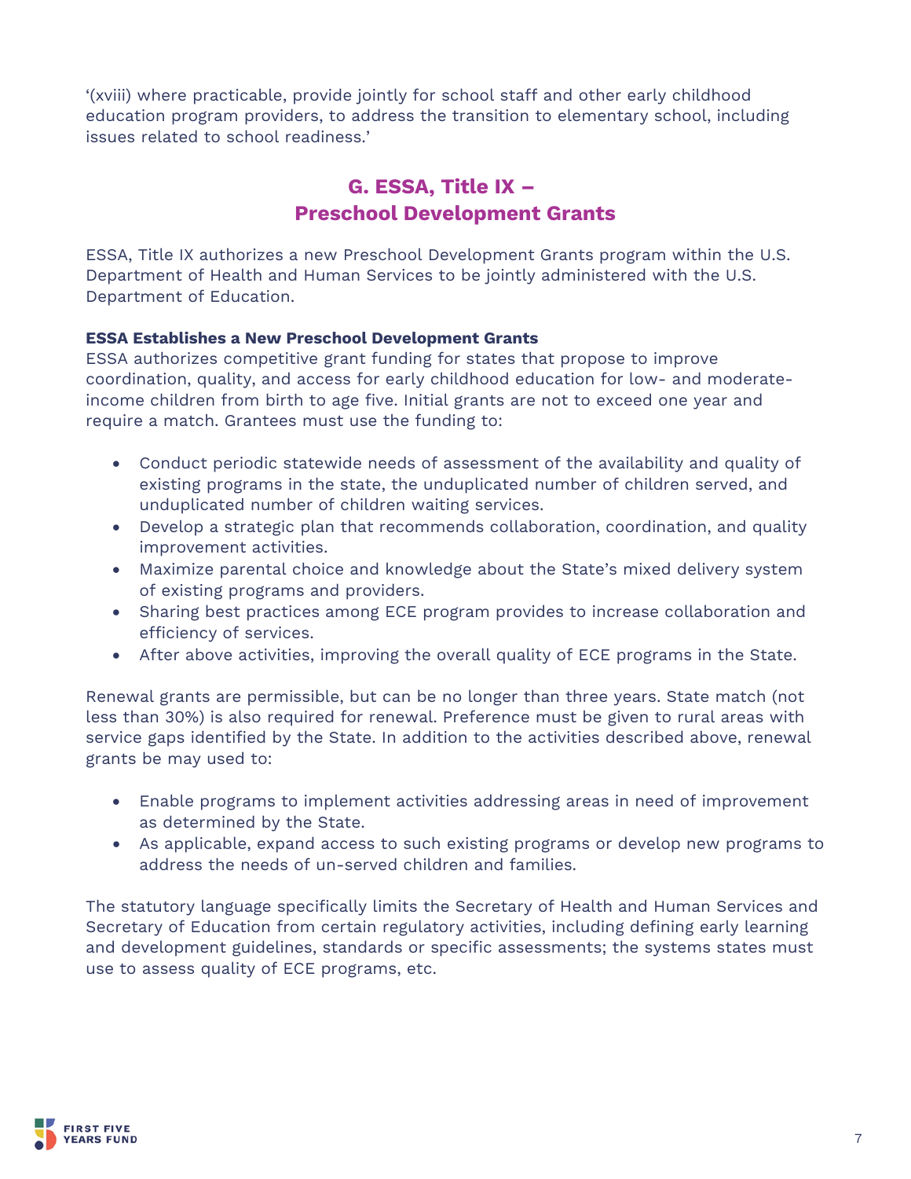'(xviii) where practicable, provide jointly for school staff and other early childhood education program providers, to address the transition to elementary school, including issues related to school readiness.'

## G. ESSA, Title IX – Preschool Development Grants

ESSA, Title IX authorizes a new Preschool Development Grants program within the U.S. Department of Health and Human Services to be jointly administered with the U.S. Department of Education.

**ESSA Establishes a New Preschool Development Grants**

ESSA authorizes competitive grant funding for states that propose to improve coordination, quality, and access for early childhood education for low- and moderate-income children from birth to age five. Initial grants are not to exceed one year and require a match. Grantees must use the funding to:

- Conduct periodic statewide needs of assessment of the availability and quality of existing programs in the state, the unduplicated number of children served, and unduplicated number of children waiting services.
- Develop a strategic plan that recommends collaboration, coordination, and quality improvement activities.
- Maximize parental choice and knowledge about the State's mixed delivery system of existing programs and providers.
- Sharing best practices among ECE program provides to increase collaboration and efficiency of services.
- After above activities, improving the overall quality of ECE programs in the State.

Renewal grants are permissible, but can be no longer than three years. State match (not less than 30%) is also required for renewal. Preference must be given to rural areas with service gaps identified by the State. In addition to the activities described above, renewal grants be may used to:

- Enable programs to implement activities addressing areas in need of improvement as determined by the State.
- As applicable, expand access to such existing programs or develop new programs to address the needs of un-served children and families.

The statutory language specifically limits the Secretary of Health and Human Services and Secretary of Education from certain regulatory activities, including defining early learning and development guidelines, standards or specific assessments; the systems states must use to assess quality of ECE programs, etc.